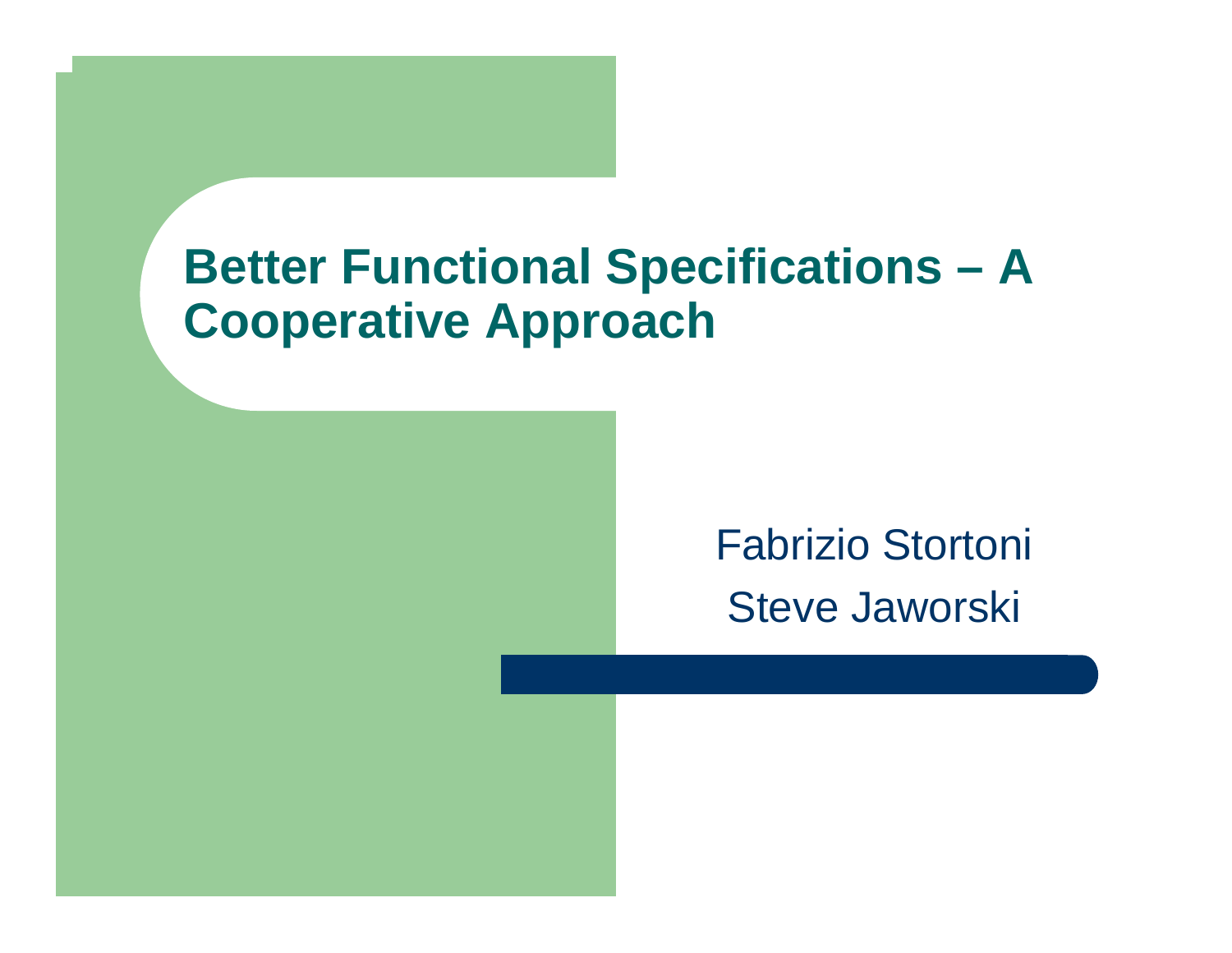# Better Functional Specifications – A Cooperative Approach

Fabrizio Stortoni

Steve Jaworski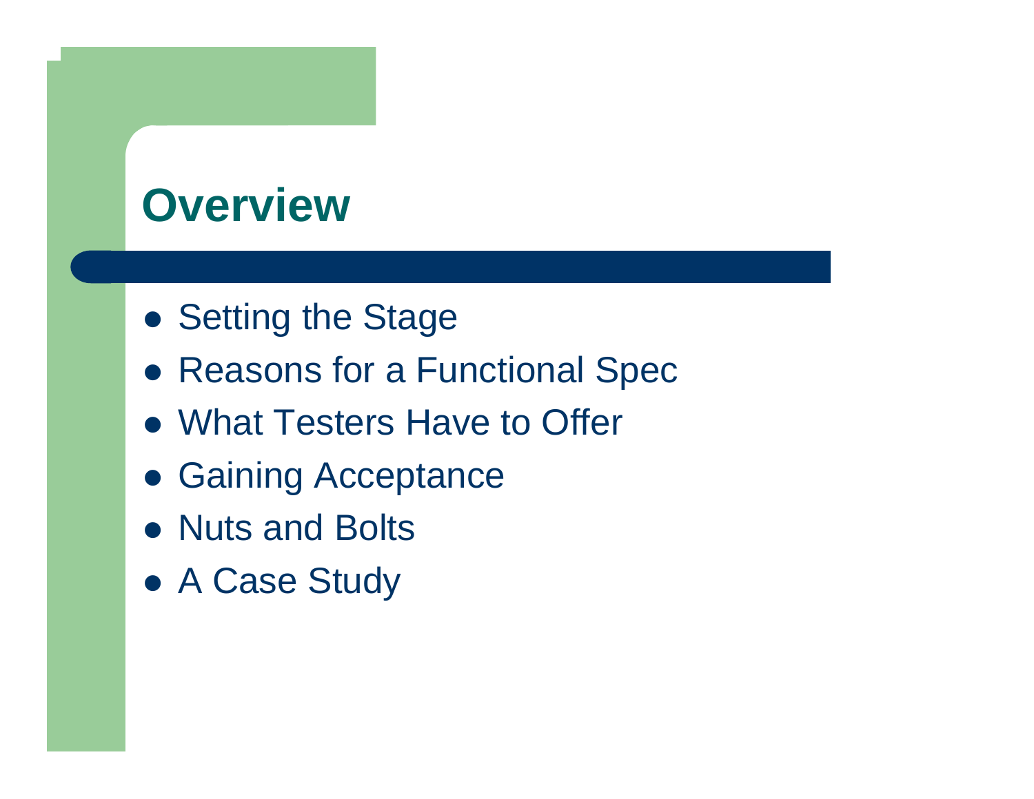# Overview

- Setting the Stage
- Reasons for a Functional Spec
- What Testers Have to Offer
- Gaining Acceptance
- Nuts and Bolts
- A Case Study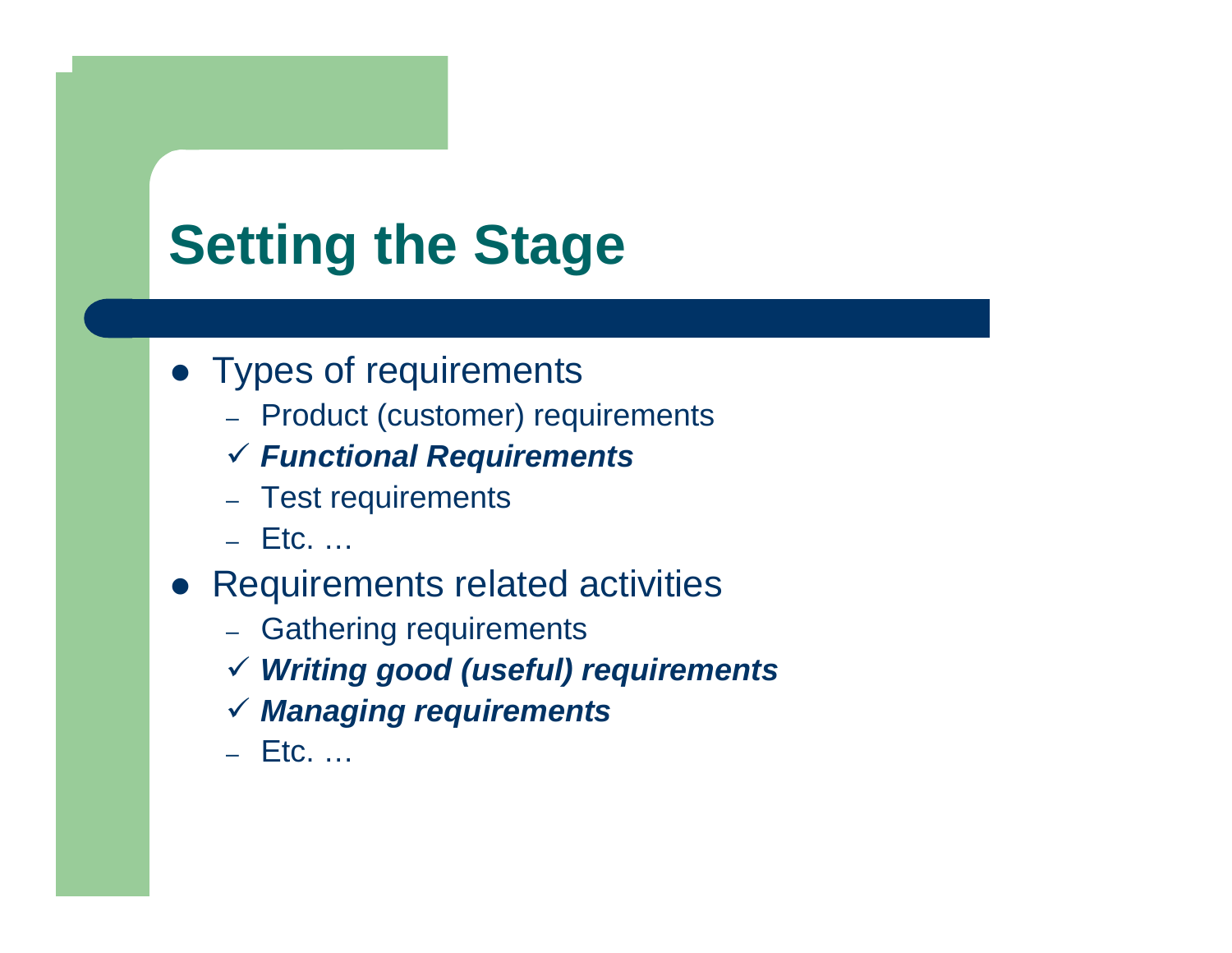# Setting the Stage

- Types of requirements
  - Product (customer) requirements
  - ✓ ***Functional Requirements***
  - Test requirements
  - Etc. …
- Requirements related activities
  - Gathering requirements
  - ✓ ***Writing good (useful) requirements***
  - ✓ ***Managing requirements***
  - Etc. …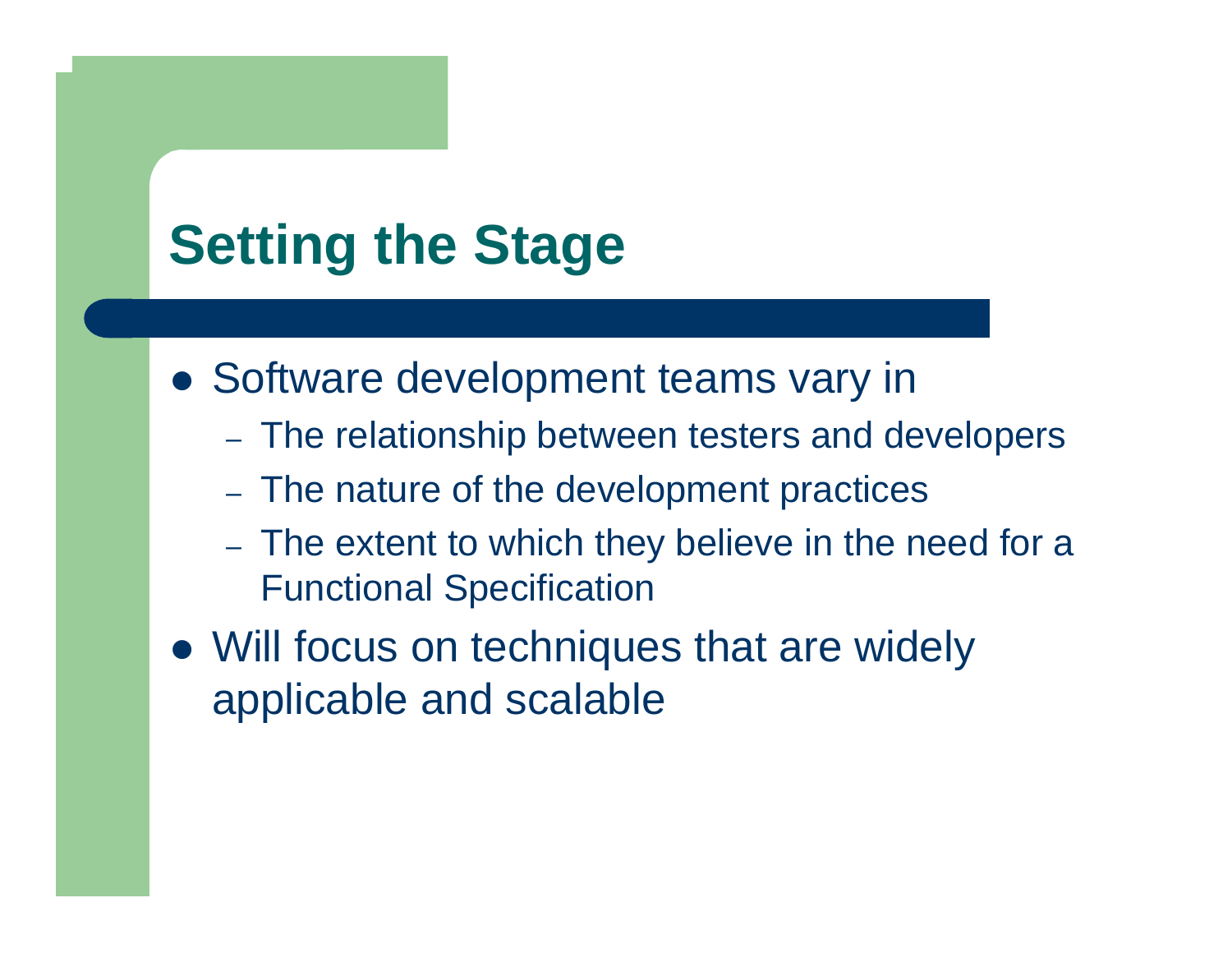# Setting the Stage

- Software development teams vary in
  - The relationship between testers and developers
  - The nature of the development practices
  - The extent to which they believe in the need for a Functional Specification
- Will focus on techniques that are widely applicable and scalable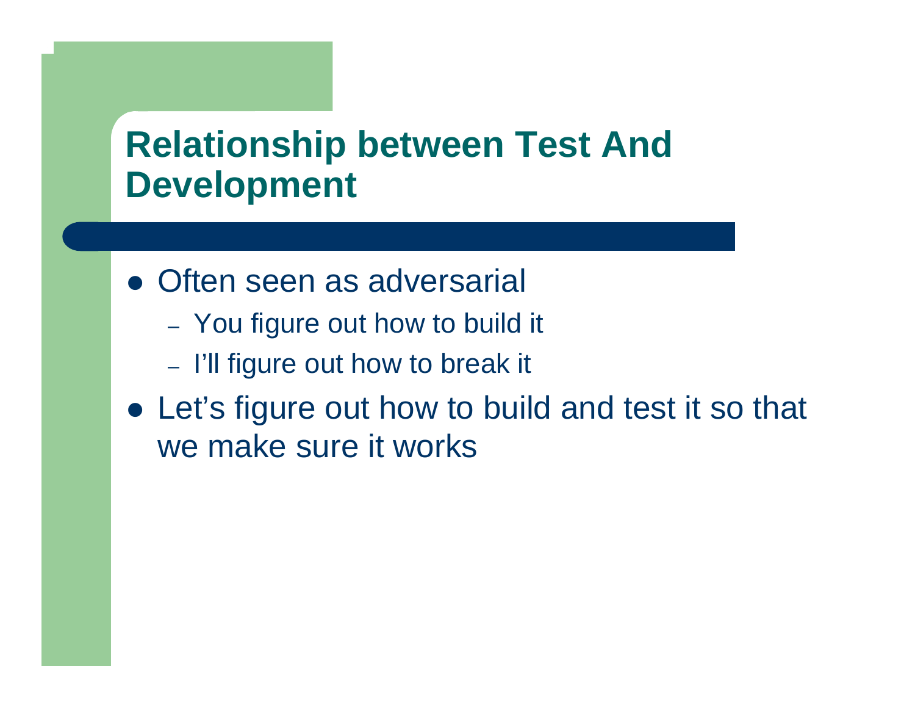# Relationship between Test And Development

- Often seen as adversarial
  - You figure out how to build it
  - I'll figure out how to break it
- Let's figure out how to build and test it so that we make sure it works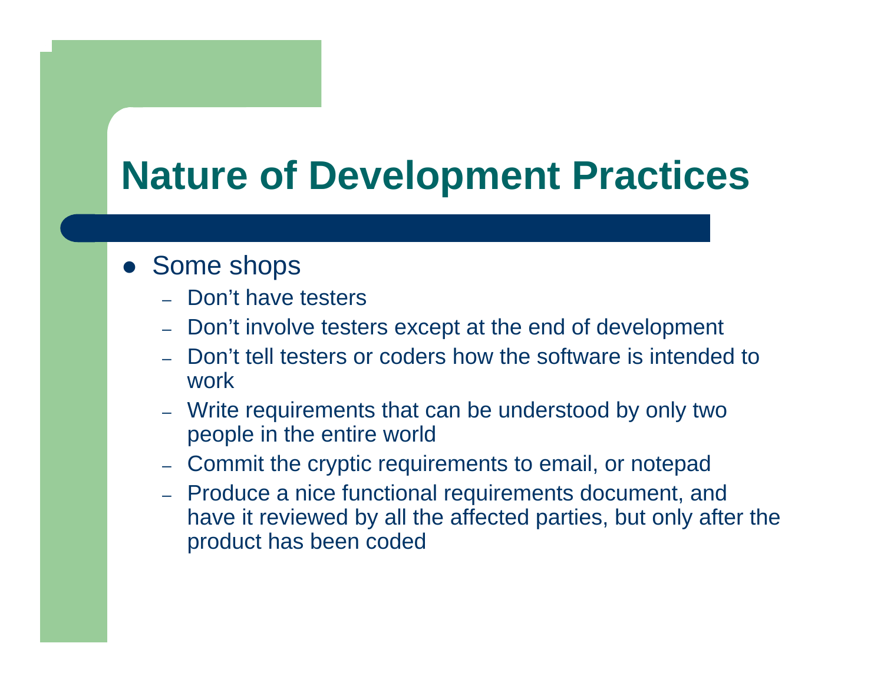# Nature of Development Practices

- Some shops
  - Don’t have testers
  - Don’t involve testers except at the end of development
  - Don’t tell testers or coders how the software is intended to work
  - Write requirements that can be understood by only two people in the entire world
  - Commit the cryptic requirements to email, or notepad
  - Produce a nice functional requirements document, and have it reviewed by all the affected parties, but only after the product has been coded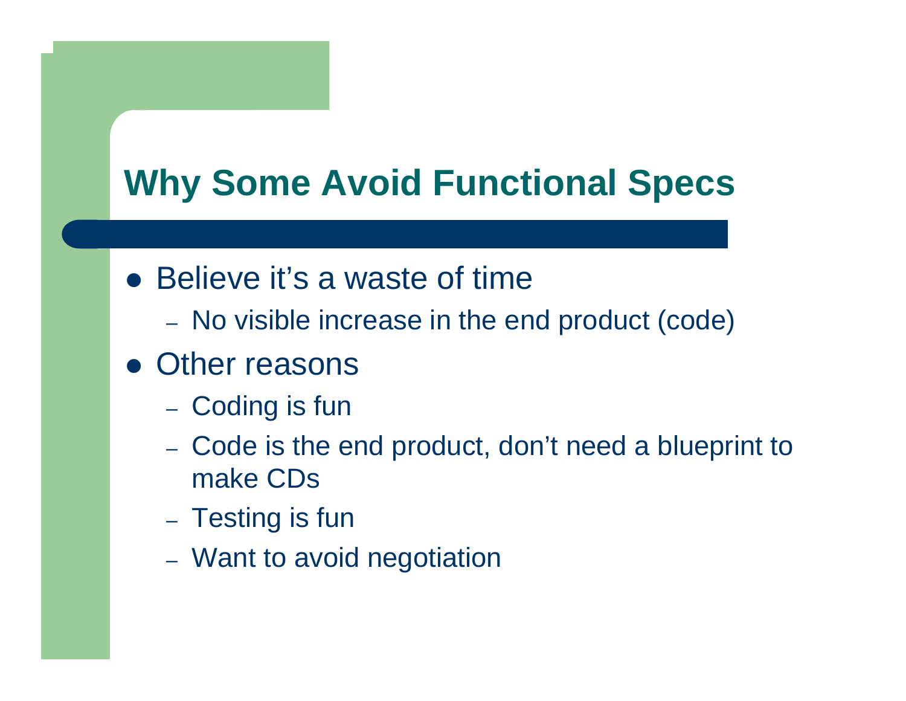# Why Some Avoid Functional Specs

- Believe it's a waste of time
  - No visible increase in the end product (code)
- Other reasons
  - Coding is fun
  - Code is the end product, don't need a blueprint to make CDs
  - Testing is fun
  - Want to avoid negotiation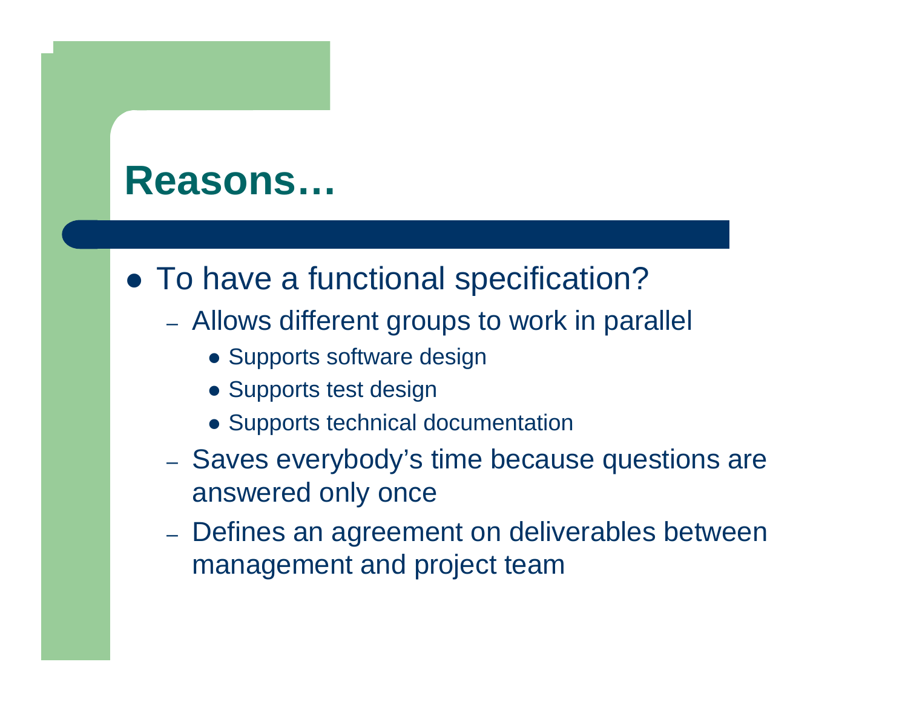# Reasons…

- To have a functional specification?
  - Allows different groups to work in parallel
    - Supports software design
    - Supports test design
    - Supports technical documentation
  - Saves everybody's time because questions are answered only once
  - Defines an agreement on deliverables between management and project team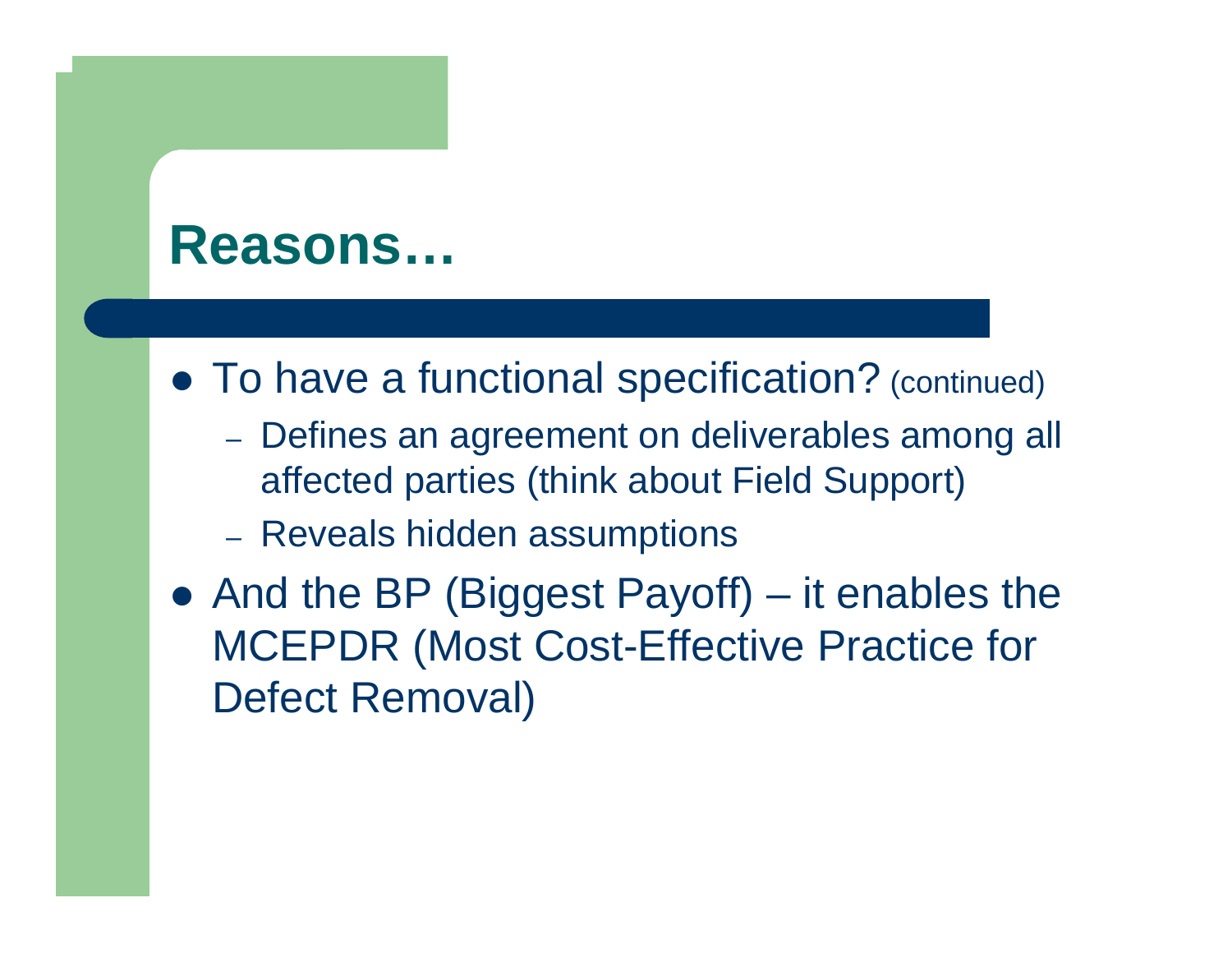# Reasons…

- To have a functional specification? (continued)
  - Defines an agreement on deliverables among all affected parties (think about Field Support)
  - Reveals hidden assumptions
- And the BP (Biggest Payoff) – it enables the MCEPDR (Most Cost-Effective Practice for Defect Removal)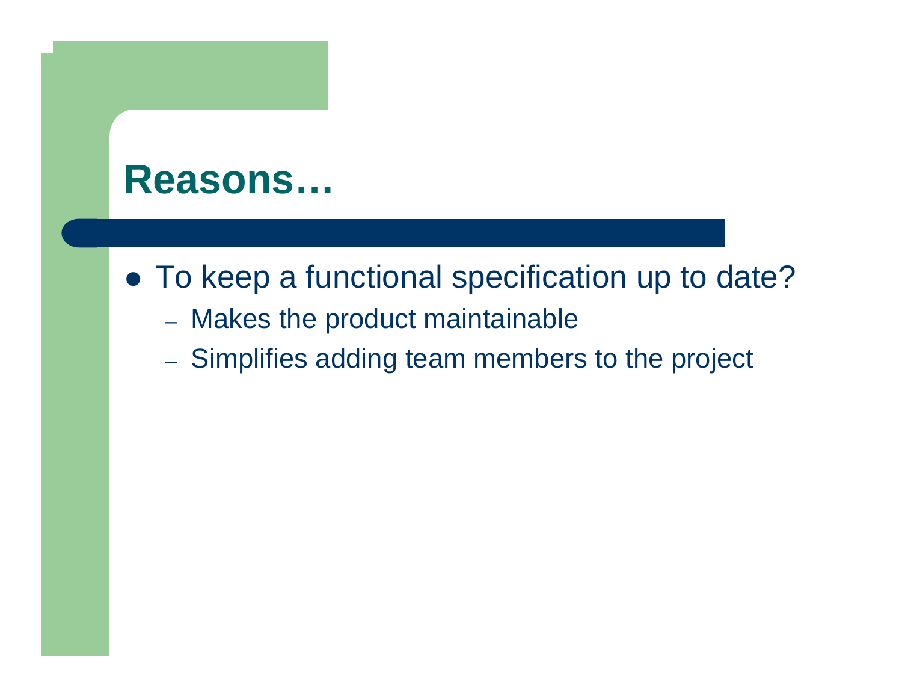# Reasons…

- To keep a functional specification up to date?
  - Makes the product maintainable
  - Simplifies adding team members to the project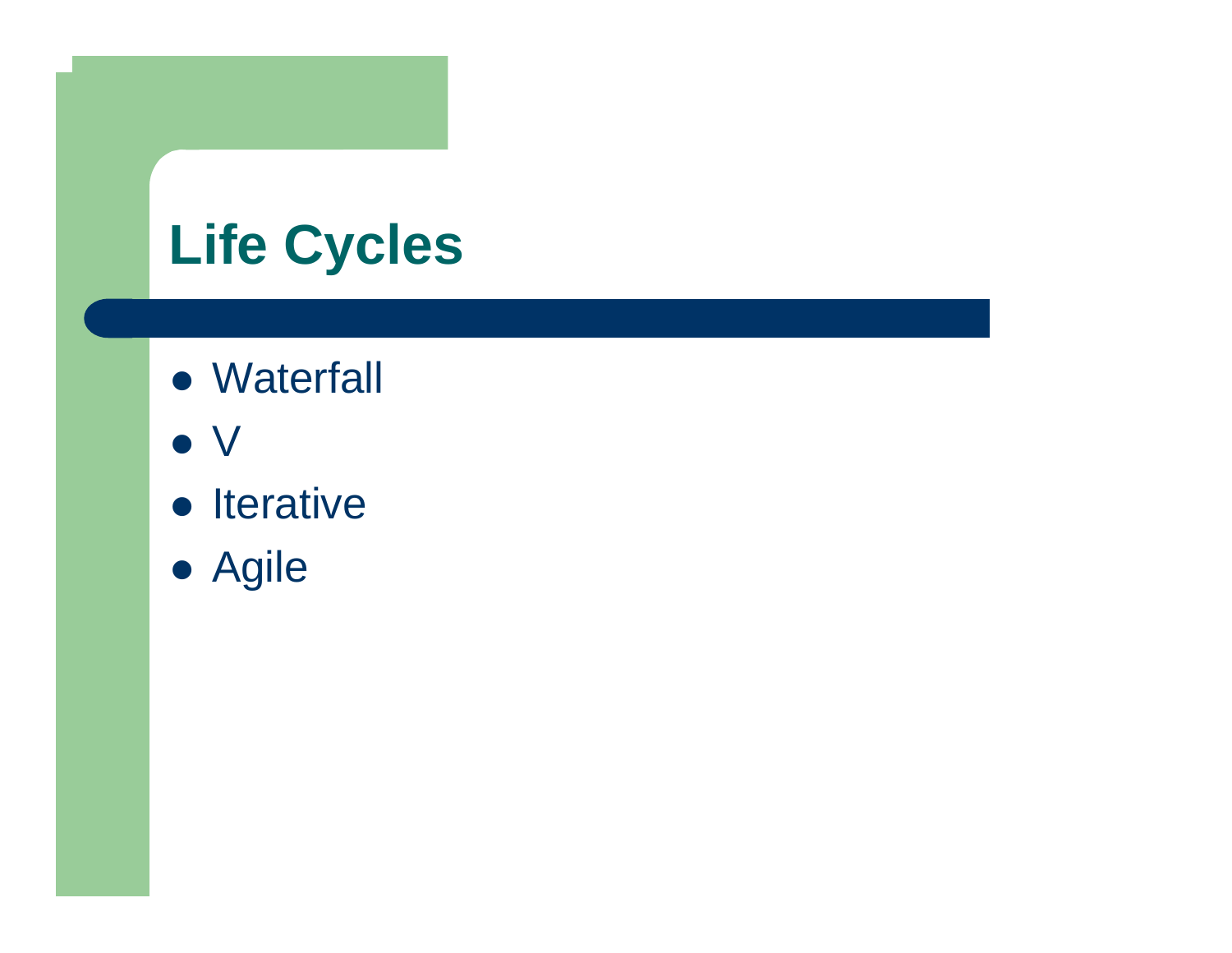# Life Cycles

- Waterfall
- V
- Iterative
- Agile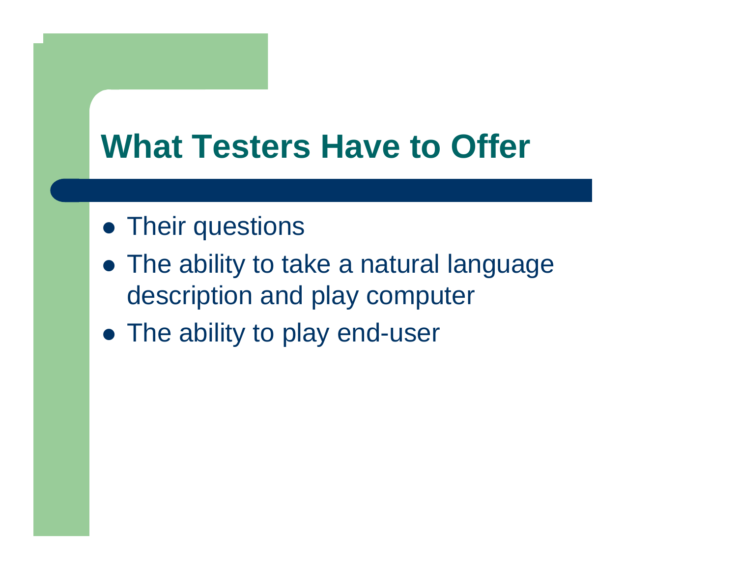# What Testers Have to Offer

- Their questions
- The ability to take a natural language description and play computer
- The ability to play end-user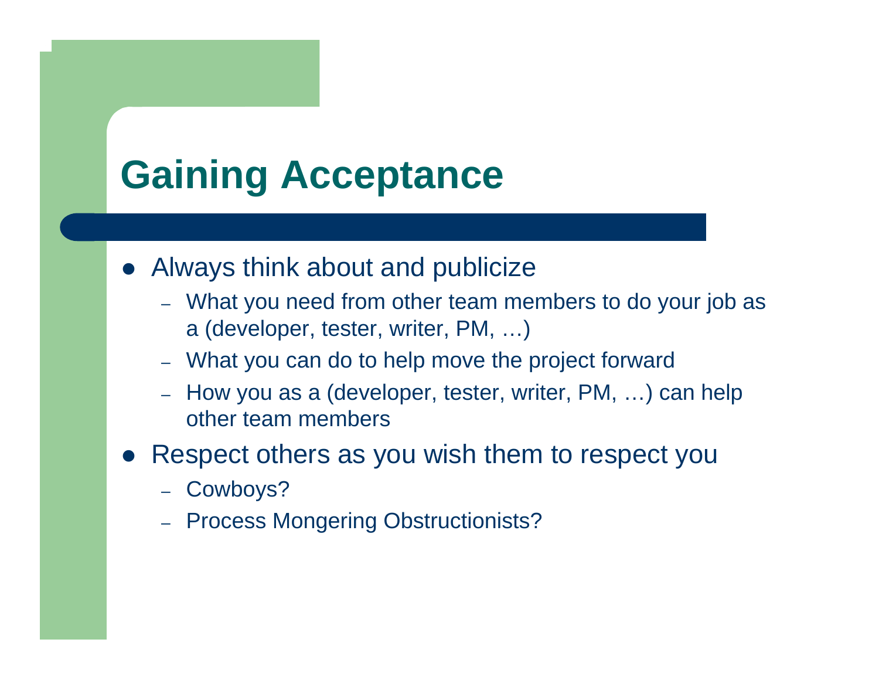# Gaining Acceptance

- Always think about and publicize
  - What you need from other team members to do your job as a (developer, tester, writer, PM, …)
  - What you can do to help move the project forward
  - How you as a (developer, tester, writer, PM, …) can help other team members
- Respect others as you wish them to respect you
  - Cowboys?
  - Process Mongering Obstructionists?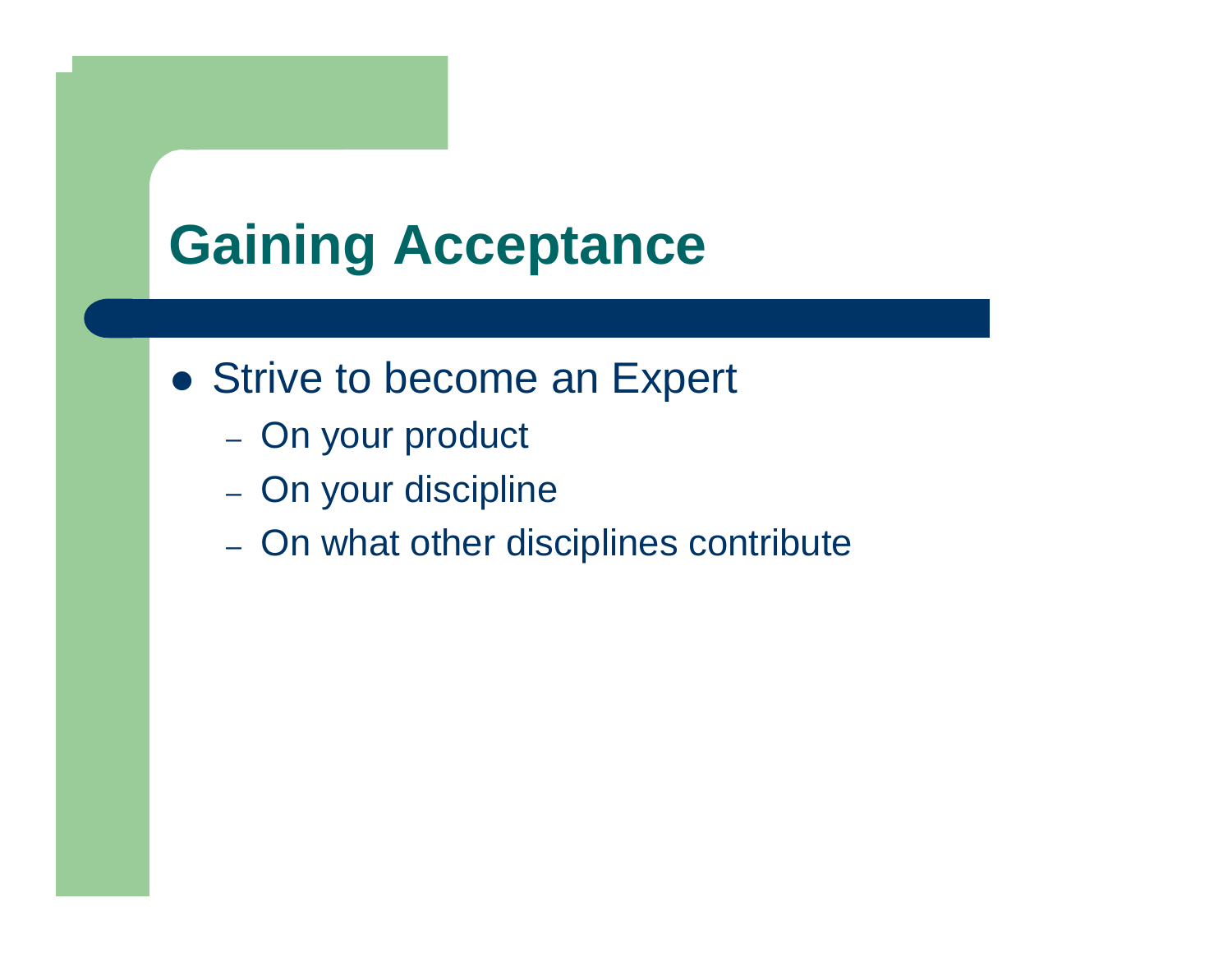# Gaining Acceptance

- Strive to become an Expert
  - On your product
  - On your discipline
  - On what other disciplines contribute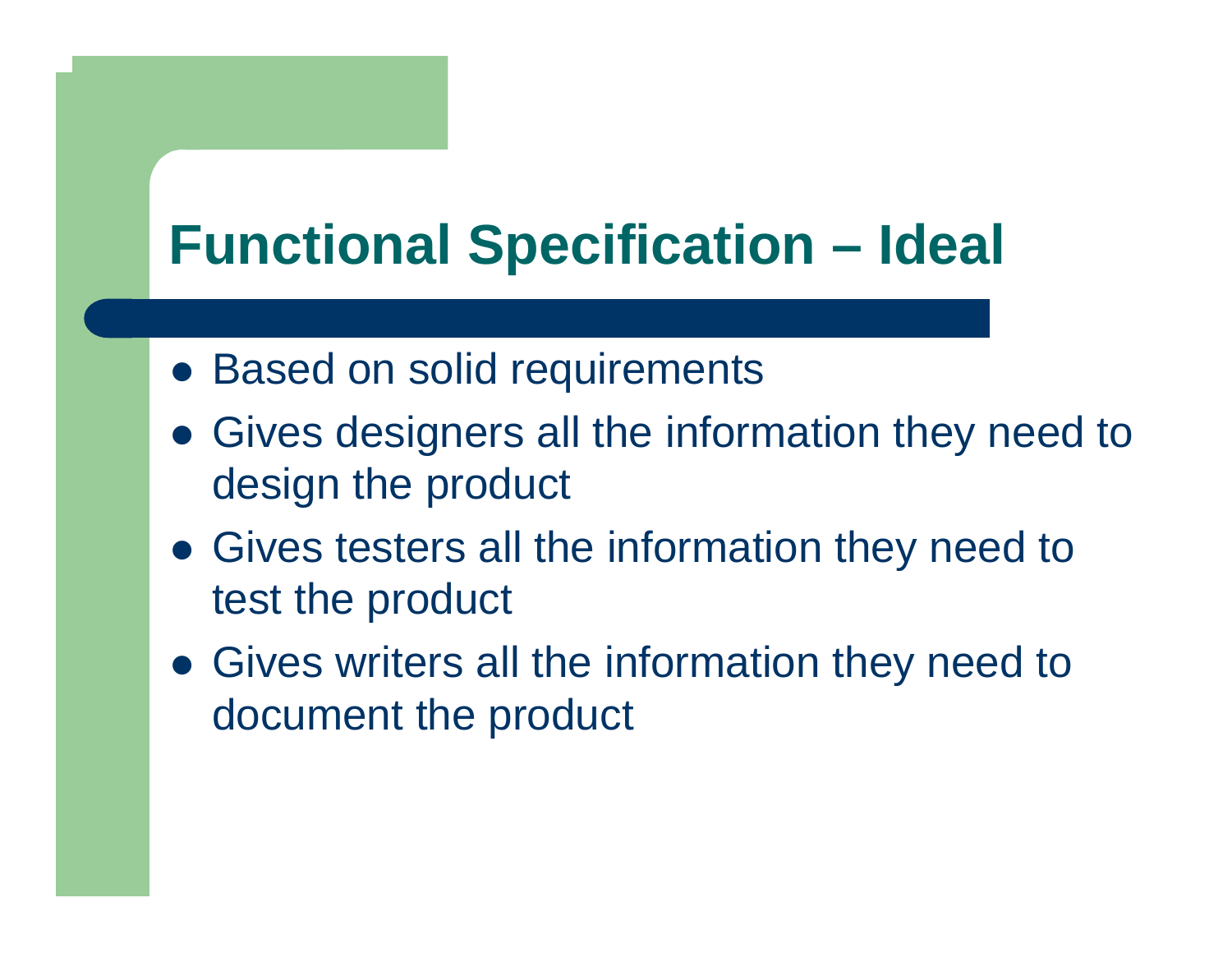# Functional Specification – Ideal

- Based on solid requirements
- Gives designers all the information they need to design the product
- Gives testers all the information they need to test the product
- Gives writers all the information they need to document the product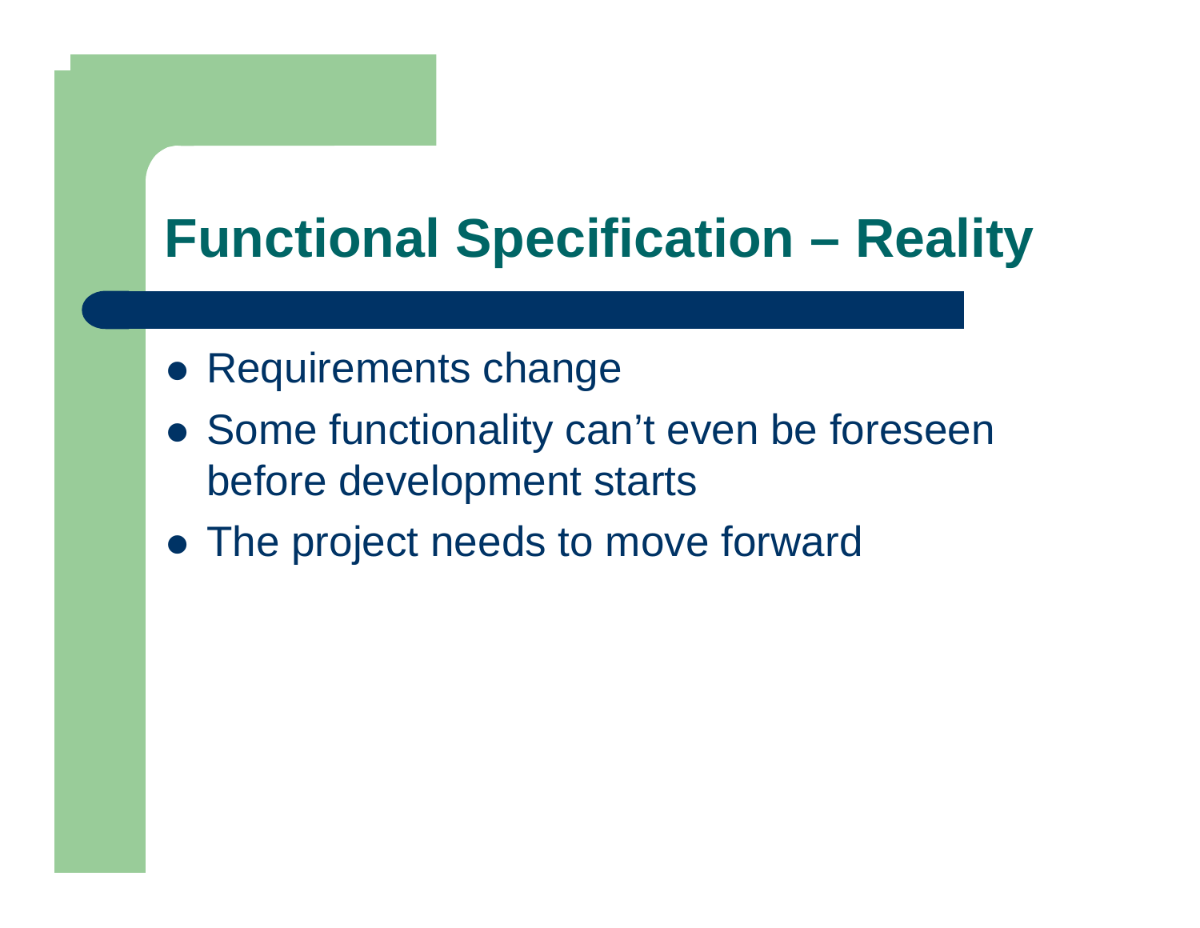# Functional Specification – Reality

- Requirements change
- Some functionality can't even be foreseen before development starts
- The project needs to move forward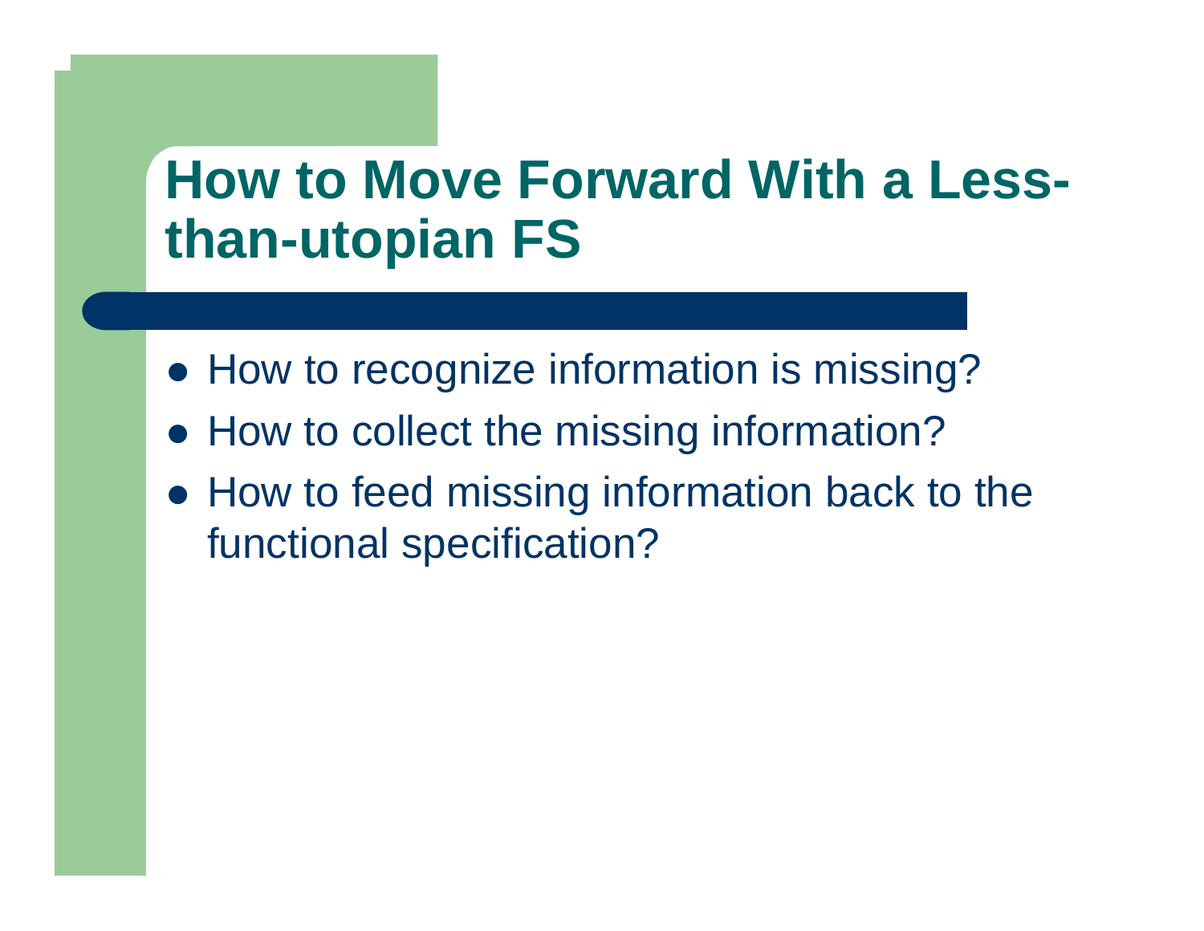# How to Move Forward With a Less-than-utopian FS

- How to recognize information is missing?
- How to collect the missing information?
- How to feed missing information back to the functional specification?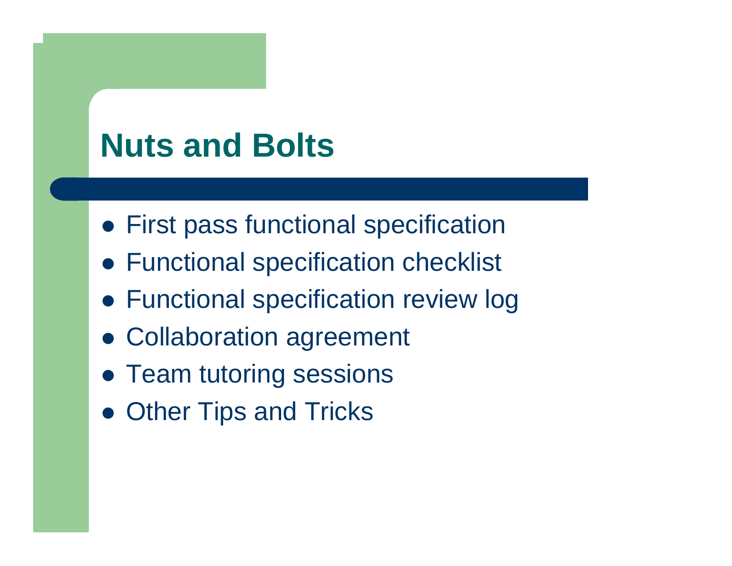# Nuts and Bolts

- First pass functional specification
- Functional specification checklist
- Functional specification review log
- Collaboration agreement
- Team tutoring sessions
- Other Tips and Tricks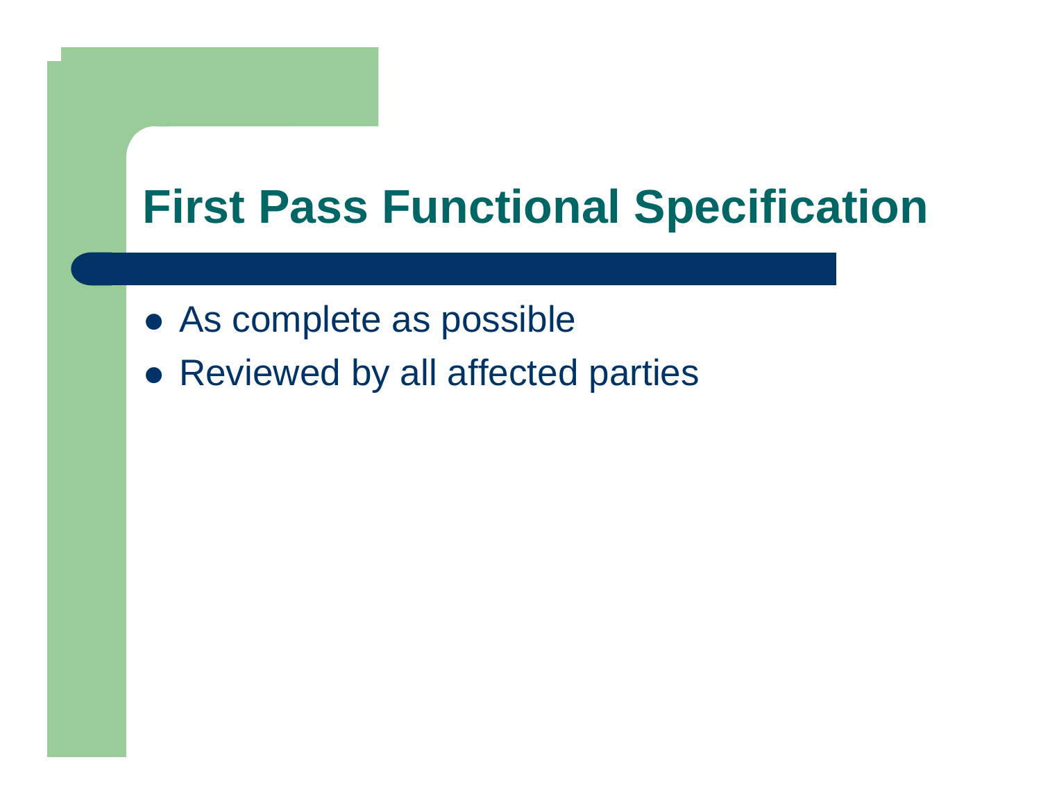# First Pass Functional Specification

- As complete as possible
- Reviewed by all affected parties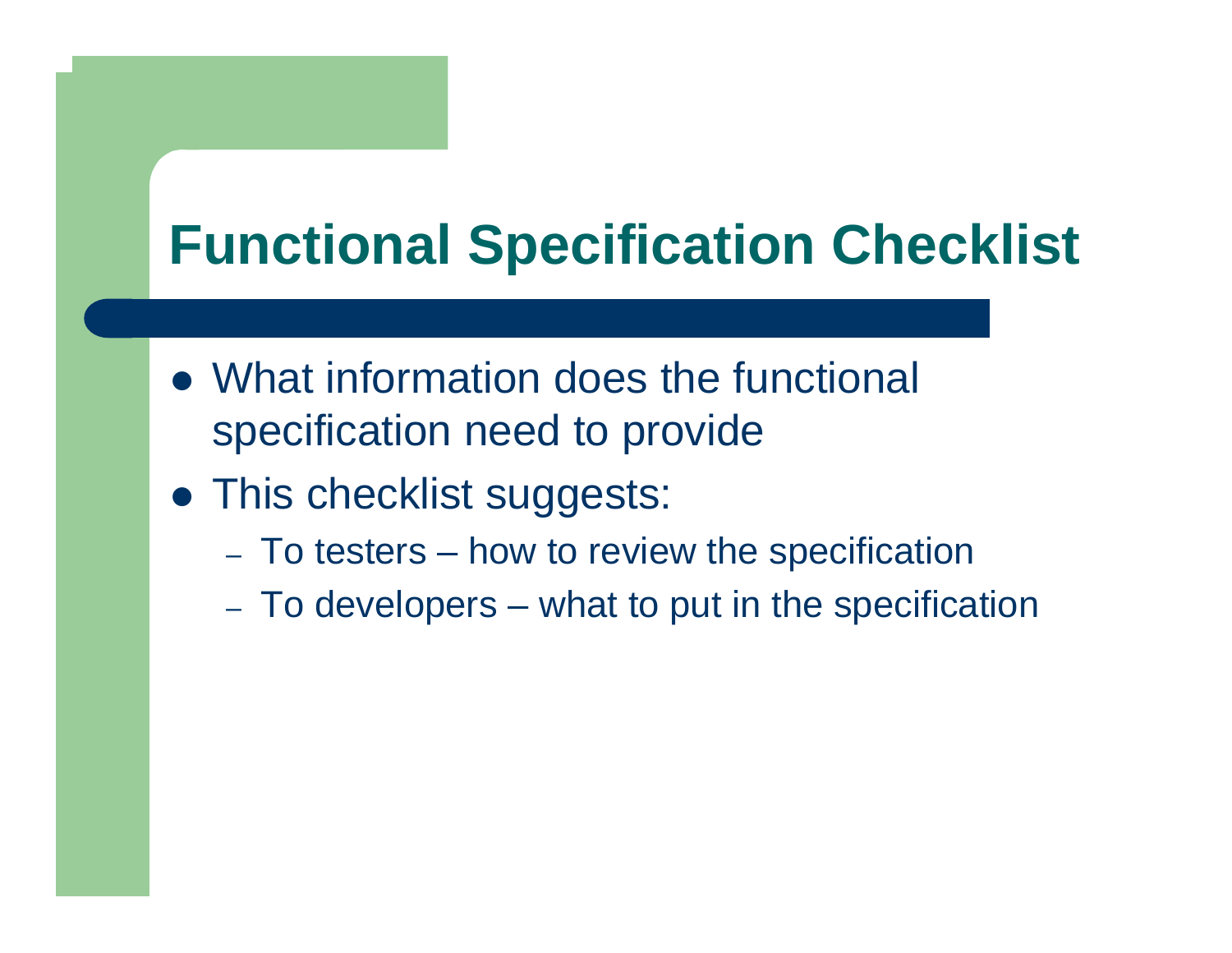# Functional Specification Checklist

- What information does the functional specification need to provide
- This checklist suggests:
  - To testers – how to review the specification
  - To developers – what to put in the specification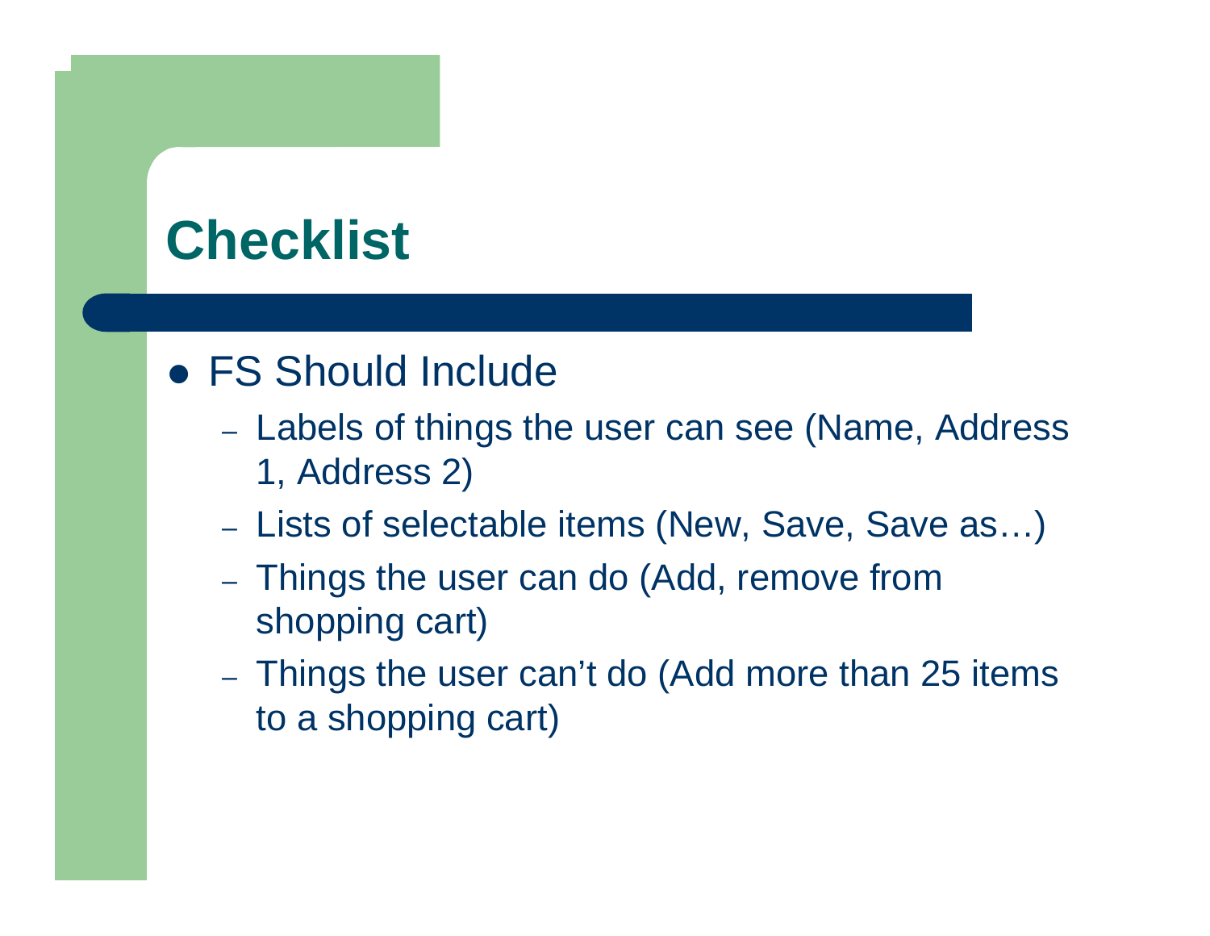# Checklist

- FS Should Include
  - Labels of things the user can see (Name, Address 1, Address 2)
  - Lists of selectable items (New, Save, Save as…)
  - Things the user can do (Add, remove from shopping cart)
  - Things the user can’t do (Add more than 25 items to a shopping cart)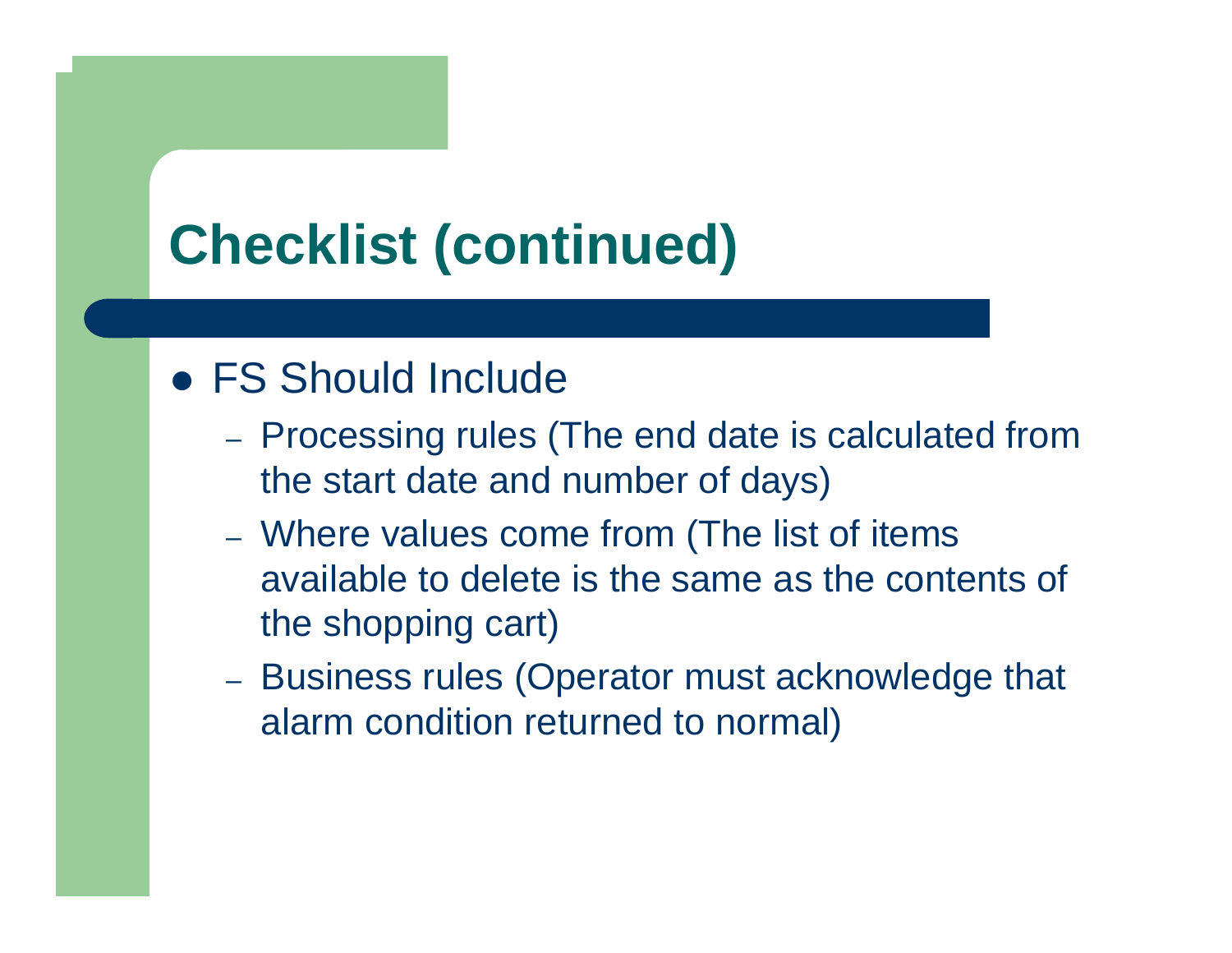# Checklist (continued)

- FS Should Include
  - Processing rules (The end date is calculated from the start date and number of days)
  - Where values come from (The list of items available to delete is the same as the contents of the shopping cart)
  - Business rules (Operator must acknowledge that alarm condition returned to normal)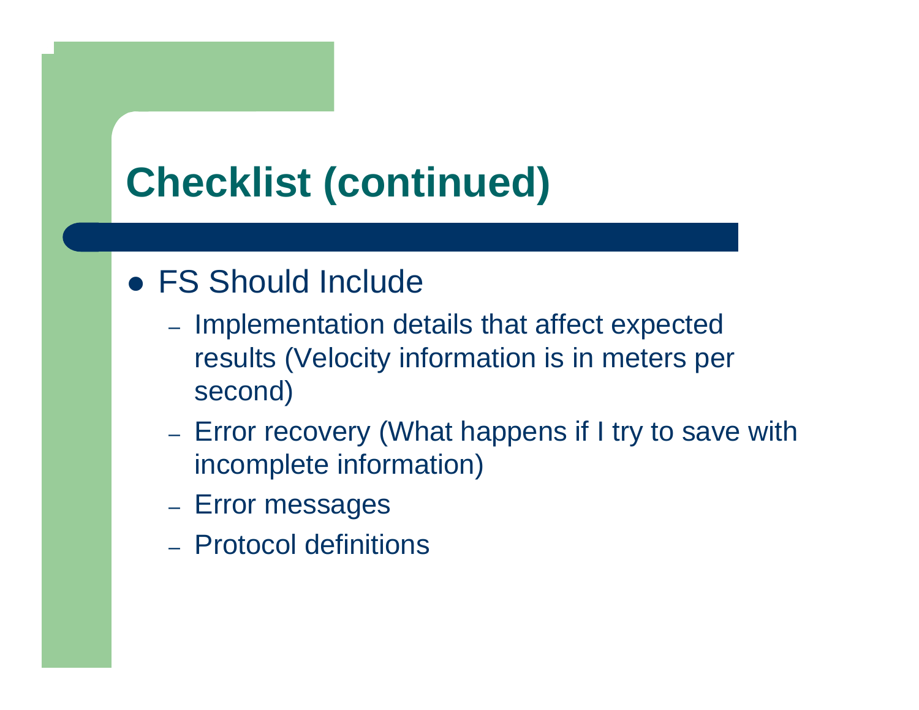# Checklist (continued)

- FS Should Include
  - Implementation details that affect expected results (Velocity information is in meters per second)
  - Error recovery (What happens if I try to save with incomplete information)
  - Error messages
  - Protocol definitions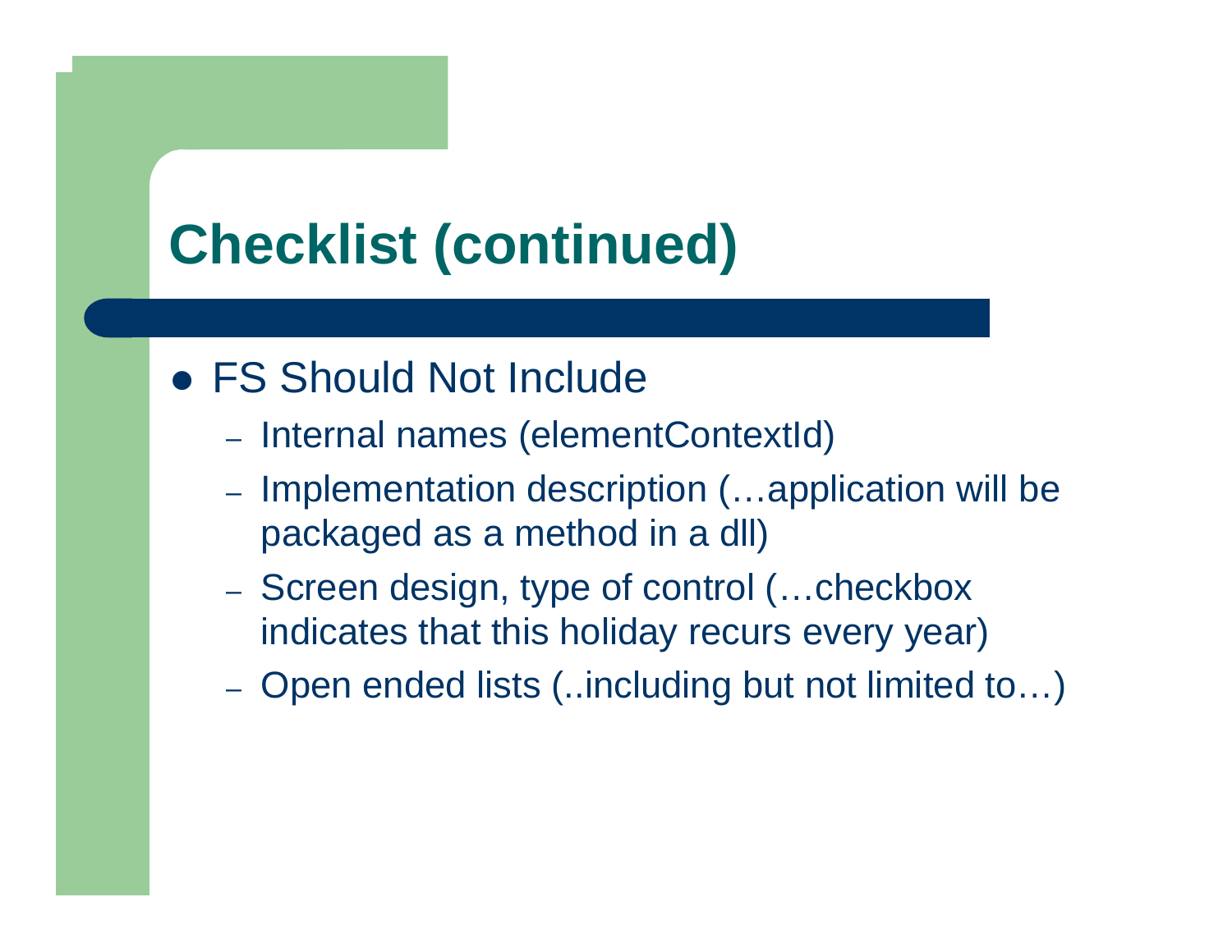# Checklist (continued)

- FS Should Not Include
  - Internal names (elementContextId)
  - Implementation description (…application will be packaged as a method in a dll)
  - Screen design, type of control (…checkbox indicates that this holiday recurs every year)
  - Open ended lists (..including but not limited to…)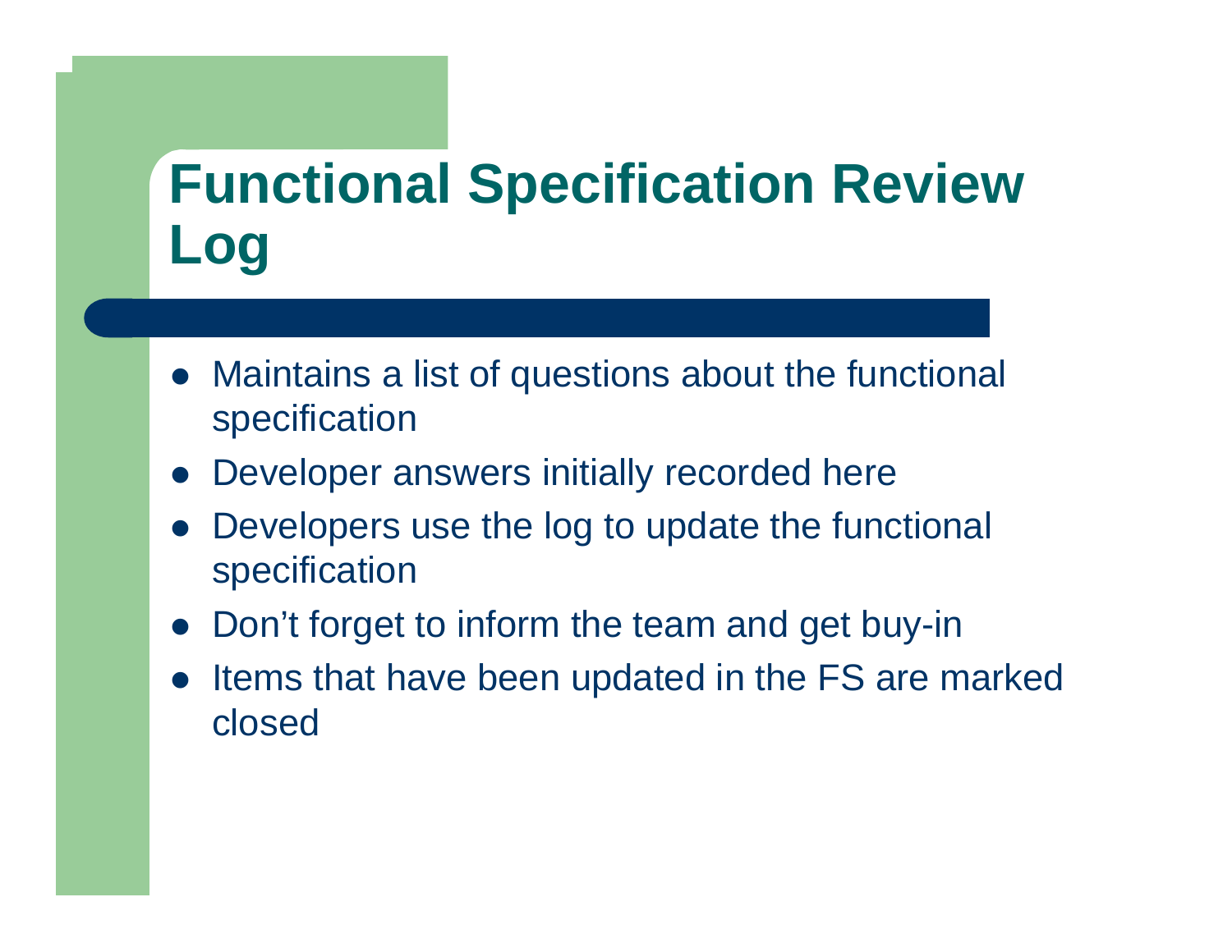# Functional Specification Review Log

- Maintains a list of questions about the functional specification
- Developer answers initially recorded here
- Developers use the log to update the functional specification
- Don't forget to inform the team and get buy-in
- Items that have been updated in the FS are marked closed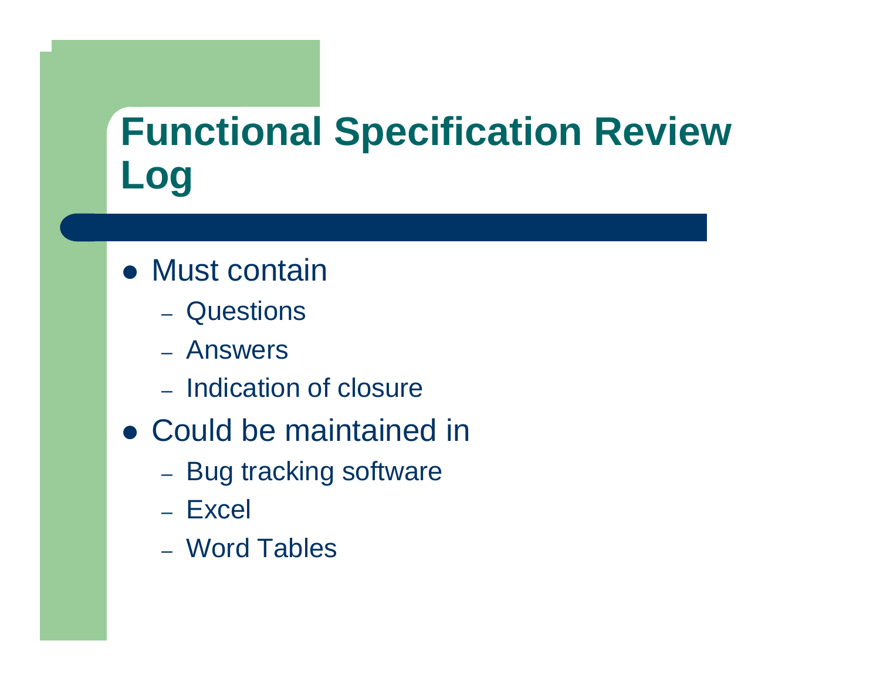# Functional Specification Review Log

- Must contain
  - Questions
  - Answers
  - Indication of closure
- Could be maintained in
  - Bug tracking software
  - Excel
  - Word Tables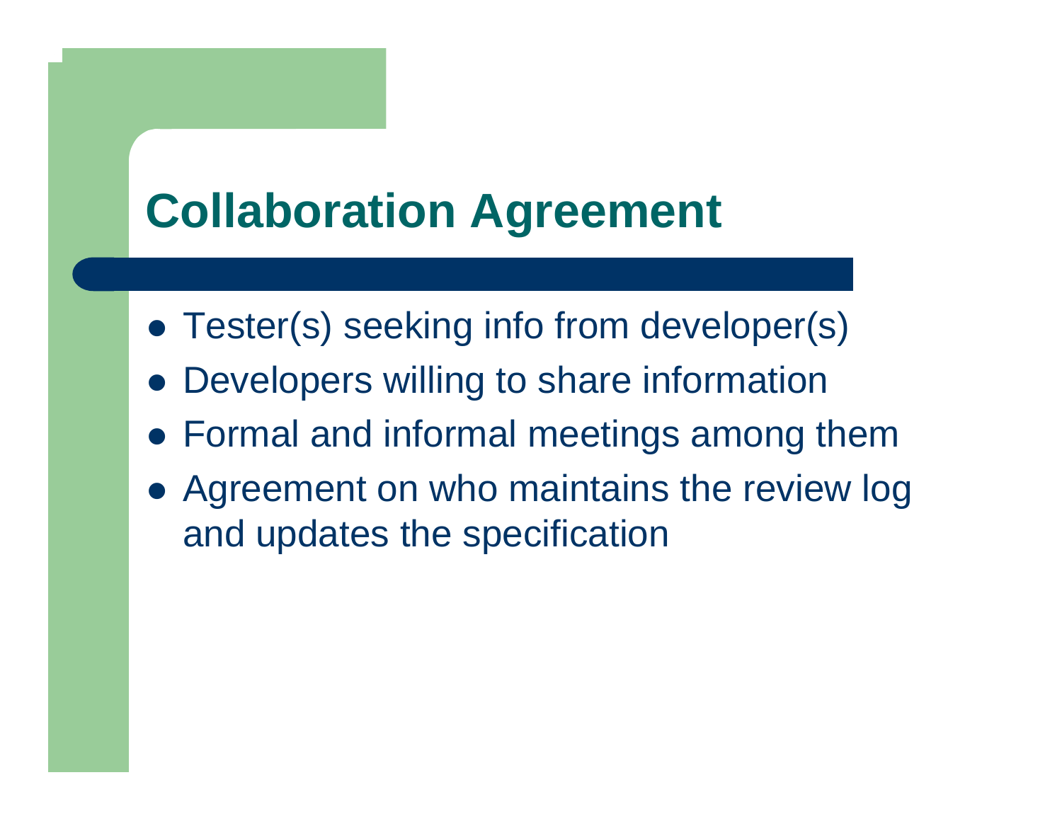# Collaboration Agreement

- Tester(s) seeking info from developer(s)
- Developers willing to share information
- Formal and informal meetings among them
- Agreement on who maintains the review log and updates the specification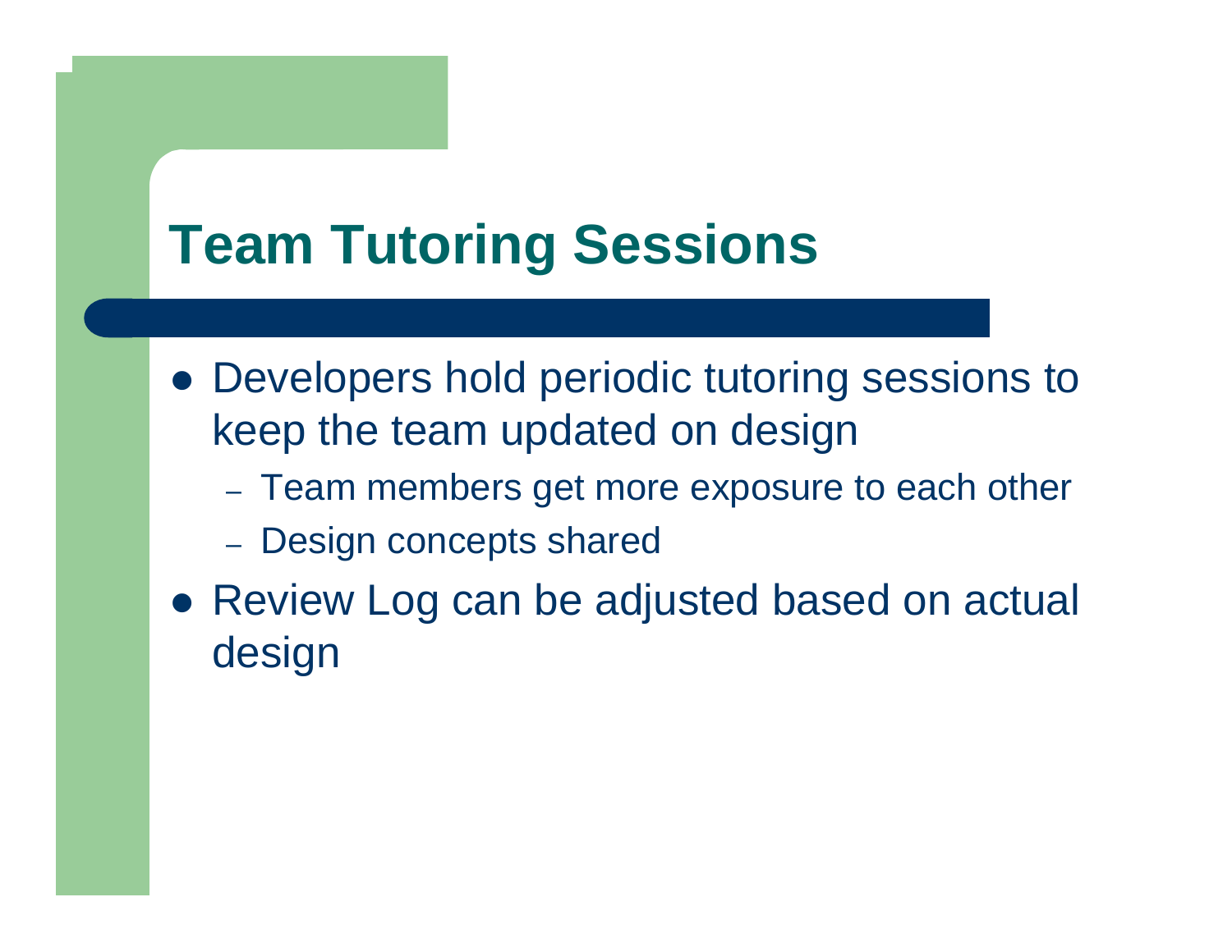# Team Tutoring Sessions

- Developers hold periodic tutoring sessions to keep the team updated on design
  - Team members get more exposure to each other
  - Design concepts shared
- Review Log can be adjusted based on actual design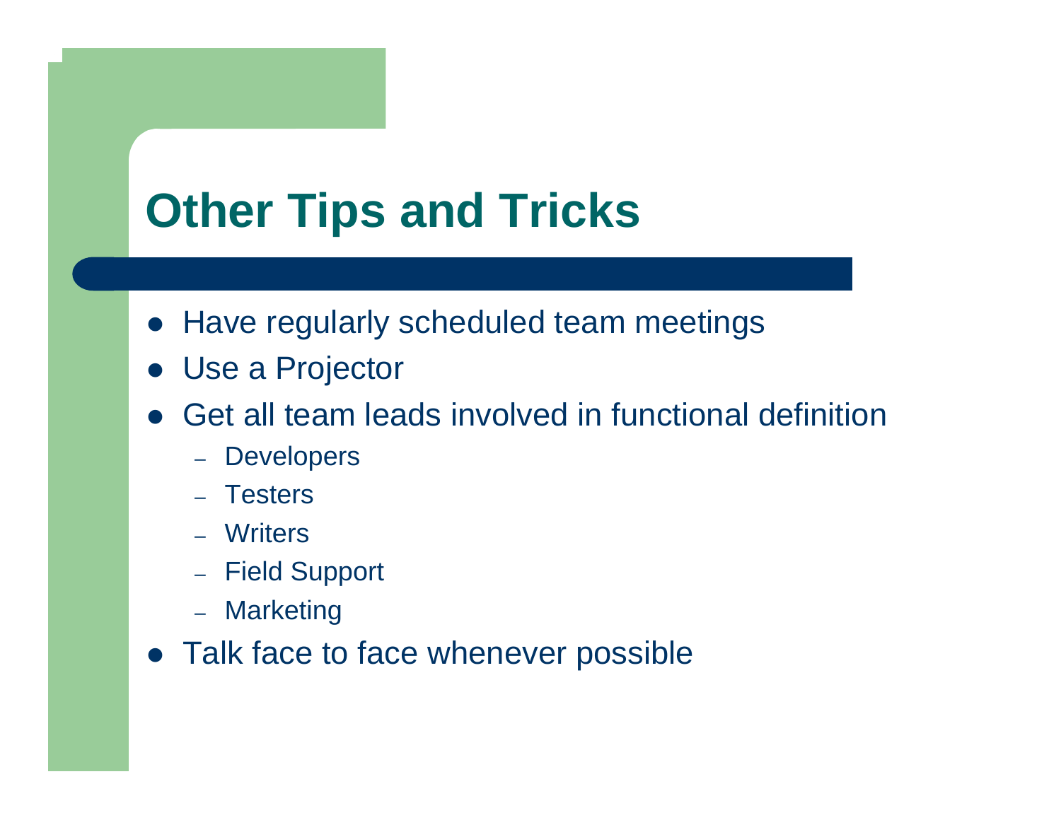# Other Tips and Tricks

- Have regularly scheduled team meetings
- Use a Projector
- Get all team leads involved in functional definition
  - Developers
  - Testers
  - Writers
  - Field Support
  - Marketing
- Talk face to face whenever possible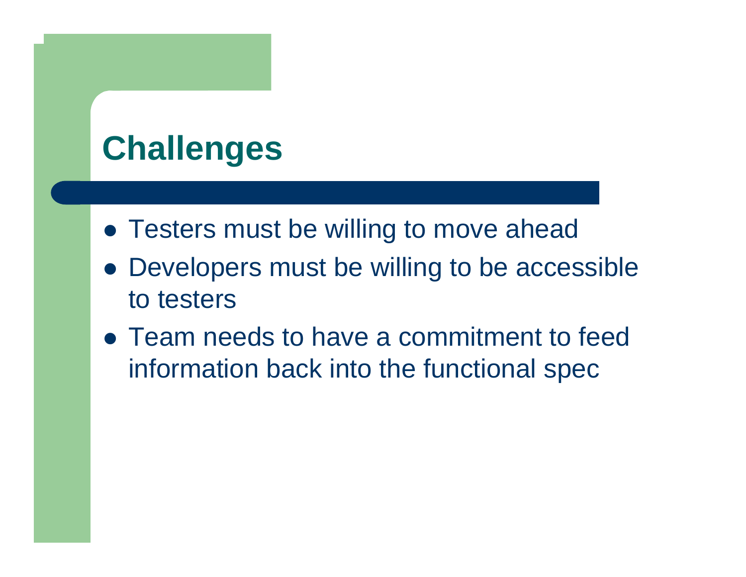# Challenges

- Testers must be willing to move ahead
- Developers must be willing to be accessible to testers
- Team needs to have a commitment to feed information back into the functional spec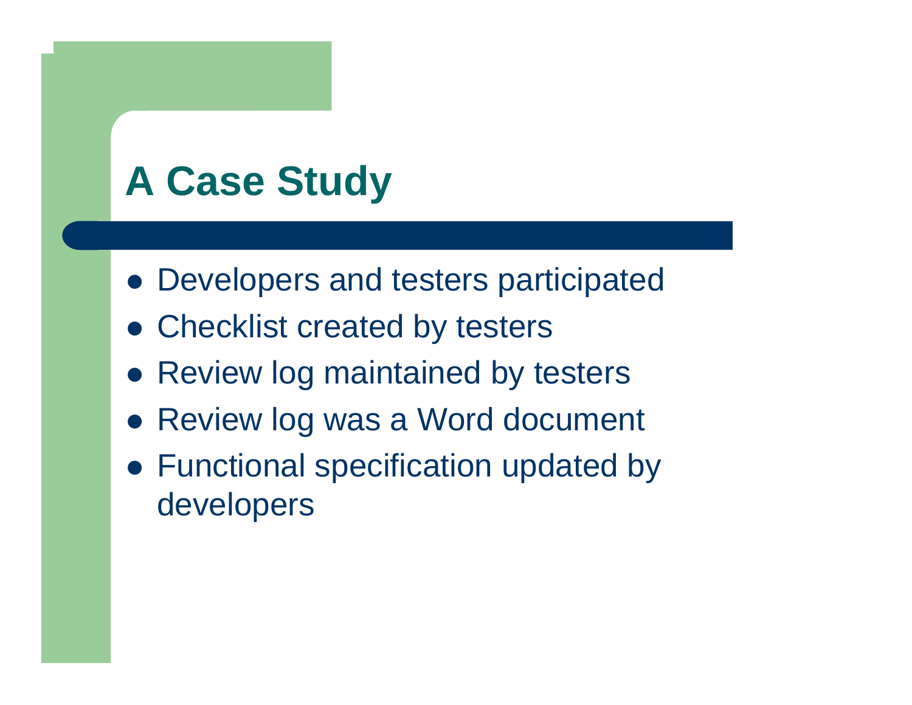# A Case Study

- Developers and testers participated
- Checklist created by testers
- Review log maintained by testers
- Review log was a Word document
- Functional specification updated by developers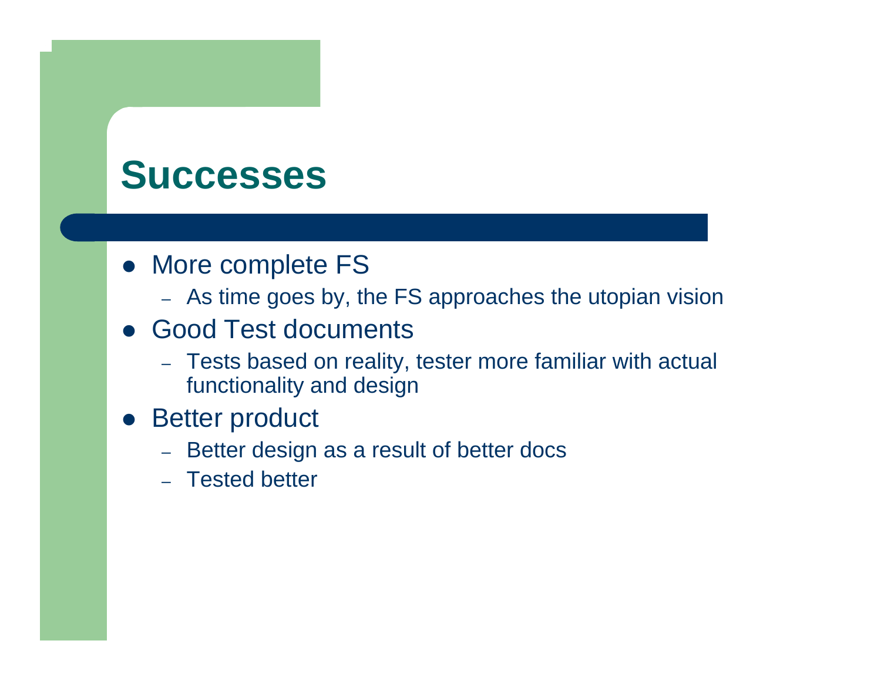# Successes

- More complete FS
  - As time goes by, the FS approaches the utopian vision
- Good Test documents
  - Tests based on reality, tester more familiar with actual functionality and design
- Better product
  - Better design as a result of better docs
  - Tested better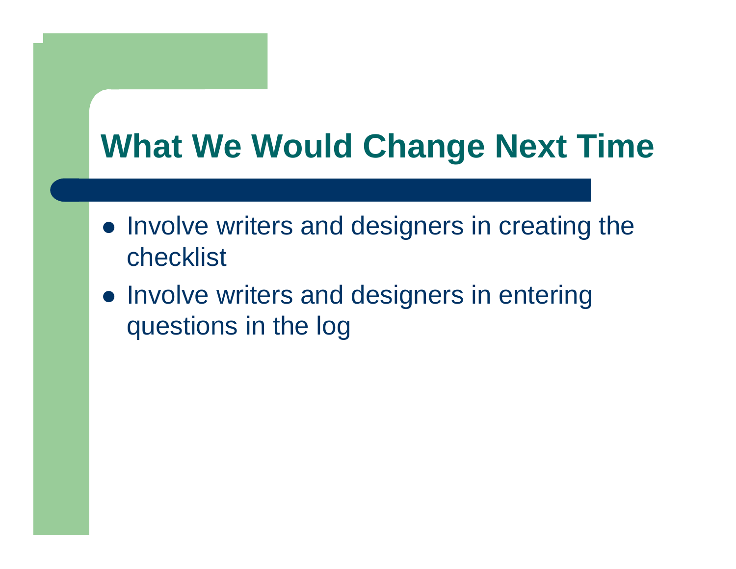# What We Would Change Next Time

- Involve writers and designers in creating the checklist
- Involve writers and designers in entering questions in the log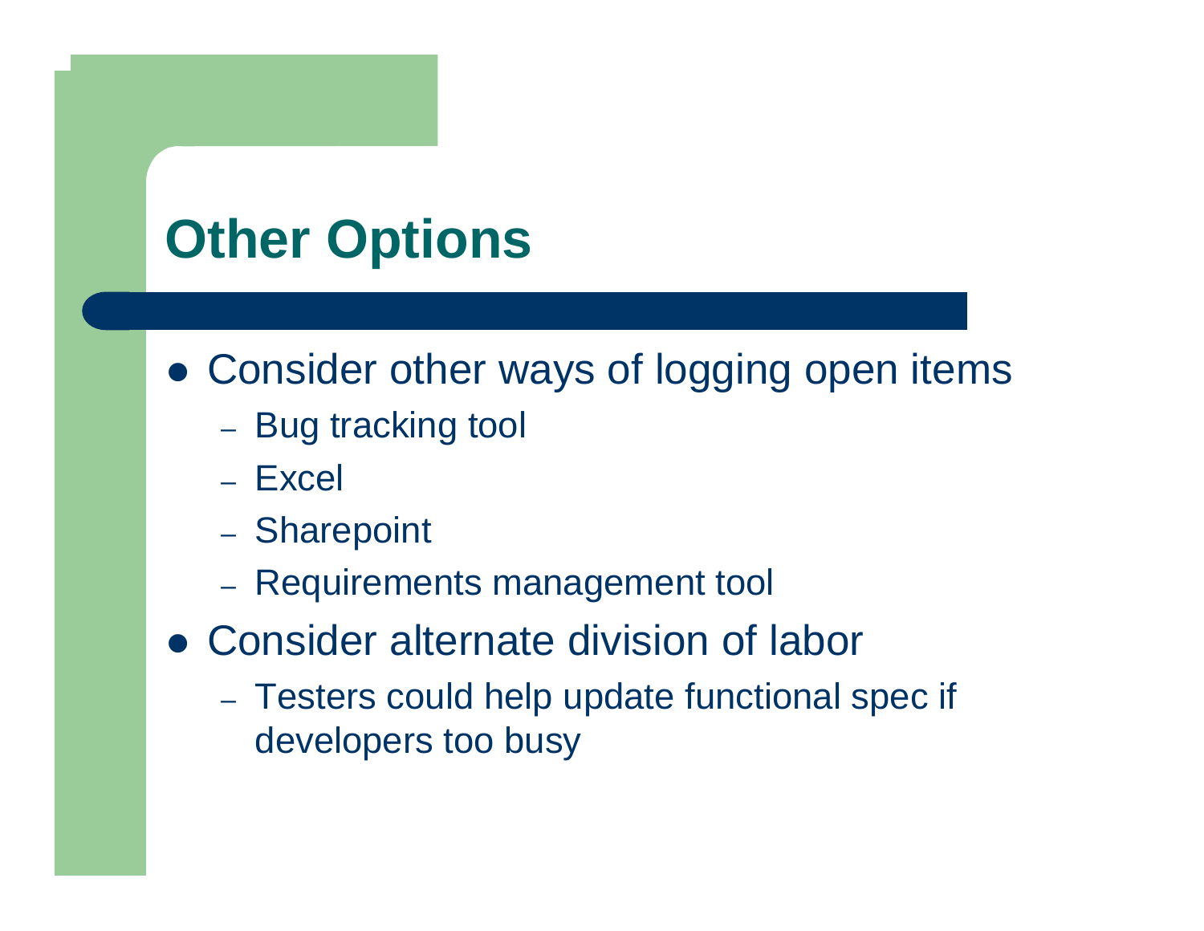# Other Options

- Consider other ways of logging open items
  - Bug tracking tool
  - Excel
  - Sharepoint
  - Requirements management tool
- Consider alternate division of labor
  - Testers could help update functional spec if developers too busy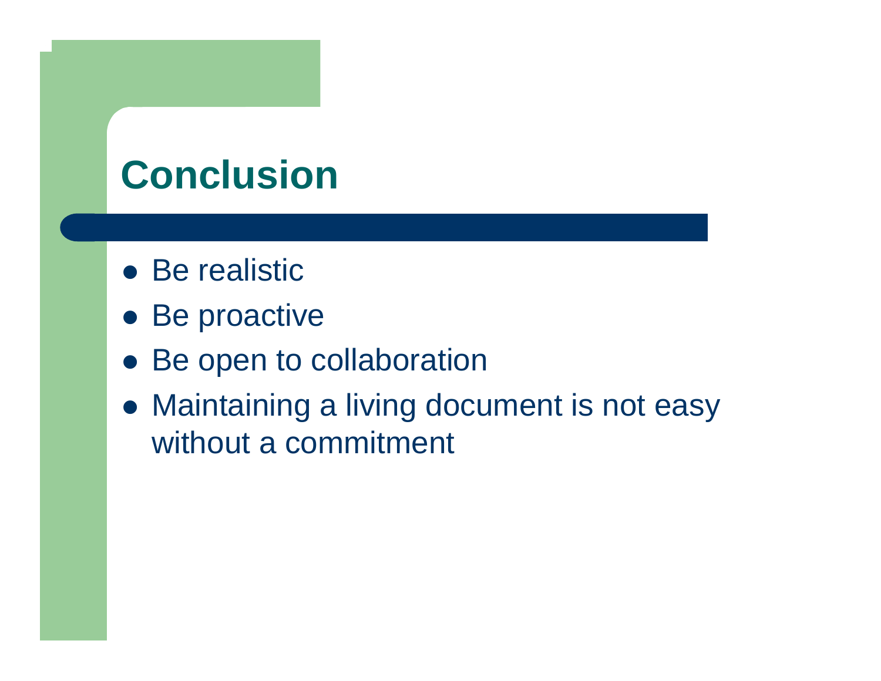# Conclusion

- Be realistic
- Be proactive
- Be open to collaboration
- Maintaining a living document is not easy without a commitment